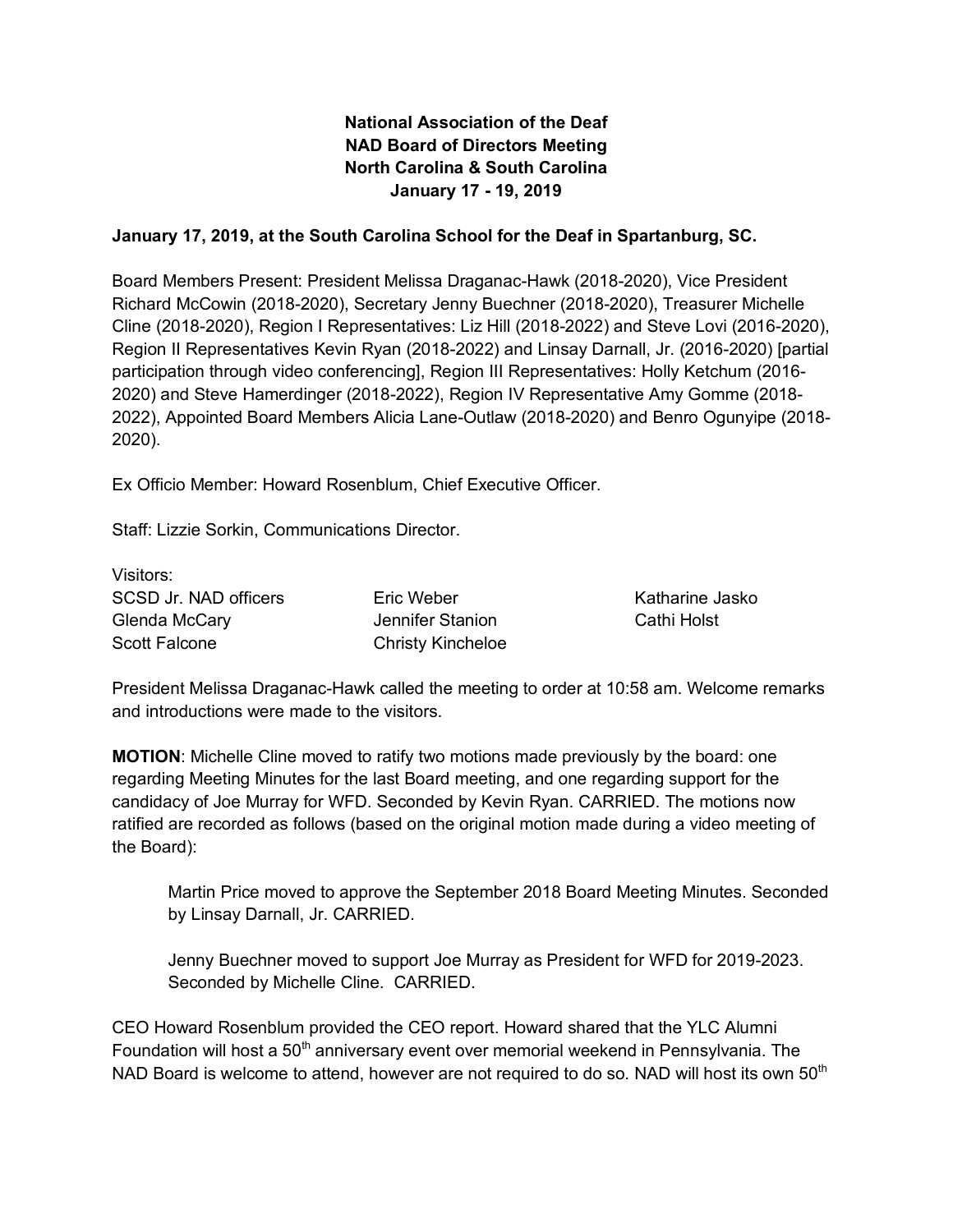**National Association of the Deaf**
**NAD Board of Directors Meeting**
**North Carolina & South Carolina**
**January 17 - 19, 2019**

**January 17, 2019, at the South Carolina School for the Deaf in Spartanburg, SC.**

Board Members Present: President Melissa Draganac-Hawk (2018-2020), Vice President Richard McCowin (2018-2020), Secretary Jenny Buechner (2018-2020), Treasurer Michelle Cline (2018-2020), Region I Representatives: Liz Hill (2018-2022) and Steve Lovi (2016-2020), Region II Representatives Kevin Ryan (2018-2022) and Linsay Darnall, Jr. (2016-2020) [partial participation through video conferencing], Region III Representatives: Holly Ketchum (2016-2020) and Steve Hamerdinger (2018-2022), Region IV Representative Amy Gomme (2018-2022), Appointed Board Members Alicia Lane-Outlaw (2018-2020) and Benro Ogunyipe (2018-2020).

Ex Officio Member: Howard Rosenblum, Chief Executive Officer.

Staff: Lizzie Sorkin, Communications Director.

Visitors:

| | | |
|---|---|---|
| SCSD Jr. NAD officers | Eric Weber | Katharine Jasko |
| Glenda McCary | Jennifer Stanion | Cathi Holst |
| Scott Falcone | Christy Kincheloe | |

President Melissa Draganac-Hawk called the meeting to order at 10:58 am. Welcome remarks and introductions were made to the visitors.

**MOTION**: Michelle Cline moved to ratify two motions made previously by the board: one regarding Meeting Minutes for the last Board meeting, and one regarding support for the candidacy of Joe Murray for WFD. Seconded by Kevin Ryan. CARRIED. The motions now ratified are recorded as follows (based on the original motion made during a video meeting of the Board):

> Martin Price moved to approve the September 2018 Board Meeting Minutes. Seconded by Linsay Darnall, Jr. CARRIED.
>
> Jenny Buechner moved to support Joe Murray as President for WFD for 2019-2023. Seconded by Michelle Cline. CARRIED.

CEO Howard Rosenblum provided the CEO report. Howard shared that the YLC Alumni Foundation will host a 50th anniversary event over memorial weekend in Pennsylvania. The NAD Board is welcome to attend, however are not required to do so. NAD will host its own 50th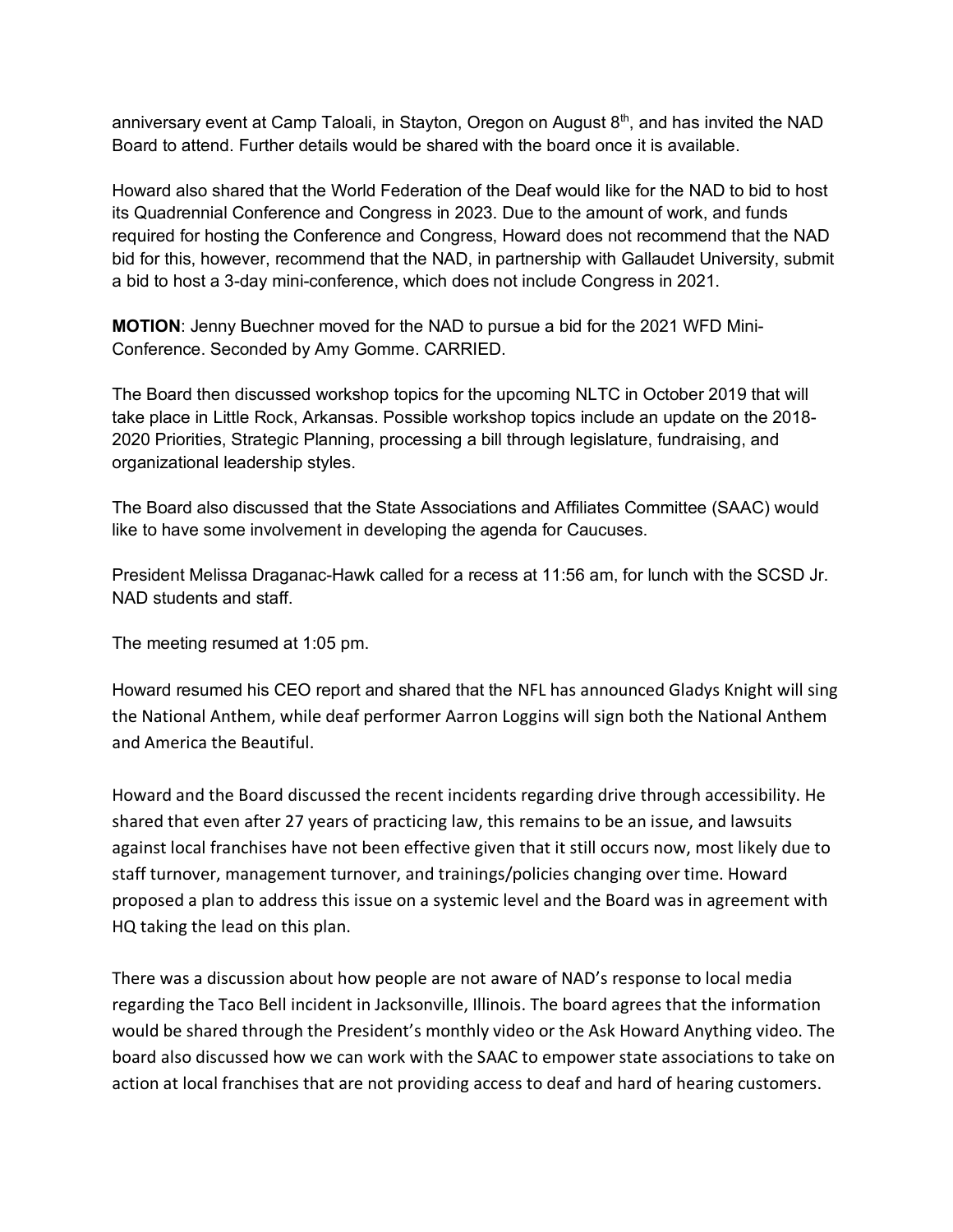anniversary event at Camp Taloali, in Stayton, Oregon on August 8th, and has invited the NAD Board to attend. Further details would be shared with the board once it is available.

Howard also shared that the World Federation of the Deaf would like for the NAD to bid to host its Quadrennial Conference and Congress in 2023. Due to the amount of work, and funds required for hosting the Conference and Congress, Howard does not recommend that the NAD bid for this, however, recommend that the NAD, in partnership with Gallaudet University, submit a bid to host a 3-day mini-conference, which does not include Congress in 2021.

**MOTION**: Jenny Buechner moved for the NAD to pursue a bid for the 2021 WFD Mini-Conference. Seconded by Amy Gomme. CARRIED.

The Board then discussed workshop topics for the upcoming NLTC in October 2019 that will take place in Little Rock, Arkansas. Possible workshop topics include an update on the 2018-2020 Priorities, Strategic Planning, processing a bill through legislature, fundraising, and organizational leadership styles.

The Board also discussed that the State Associations and Affiliates Committee (SAAC) would like to have some involvement in developing the agenda for Caucuses.

President Melissa Draganac-Hawk called for a recess at 11:56 am, for lunch with the SCSD Jr. NAD students and staff.

The meeting resumed at 1:05 pm.

Howard resumed his CEO report and shared that the NFL has announced Gladys Knight will sing the National Anthem, while deaf performer Aarron Loggins will sign both the National Anthem and America the Beautiful.

Howard and the Board discussed the recent incidents regarding drive through accessibility. He shared that even after 27 years of practicing law, this remains to be an issue, and lawsuits against local franchises have not been effective given that it still occurs now, most likely due to staff turnover, management turnover, and trainings/policies changing over time. Howard proposed a plan to address this issue on a systemic level and the Board was in agreement with HQ taking the lead on this plan.

There was a discussion about how people are not aware of NAD's response to local media regarding the Taco Bell incident in Jacksonville, Illinois. The board agrees that the information would be shared through the President's monthly video or the Ask Howard Anything video. The board also discussed how we can work with the SAAC to empower state associations to take on action at local franchises that are not providing access to deaf and hard of hearing customers.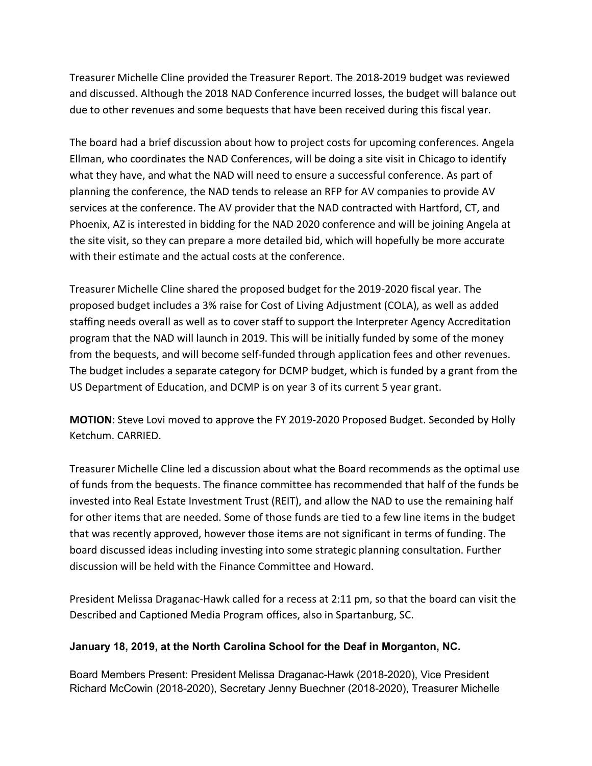Treasurer Michelle Cline provided the Treasurer Report. The 2018-2019 budget was reviewed and discussed. Although the 2018 NAD Conference incurred losses, the budget will balance out due to other revenues and some bequests that have been received during this fiscal year.

The board had a brief discussion about how to project costs for upcoming conferences. Angela Ellman, who coordinates the NAD Conferences, will be doing a site visit in Chicago to identify what they have, and what the NAD will need to ensure a successful conference. As part of planning the conference, the NAD tends to release an RFP for AV companies to provide AV services at the conference. The AV provider that the NAD contracted with Hartford, CT, and Phoenix, AZ is interested in bidding for the NAD 2020 conference and will be joining Angela at the site visit, so they can prepare a more detailed bid, which will hopefully be more accurate with their estimate and the actual costs at the conference.

Treasurer Michelle Cline shared the proposed budget for the 2019-2020 fiscal year. The proposed budget includes a 3% raise for Cost of Living Adjustment (COLA), as well as added staffing needs overall as well as to cover staff to support the Interpreter Agency Accreditation program that the NAD will launch in 2019. This will be initially funded by some of the money from the bequests, and will become self-funded through application fees and other revenues. The budget includes a separate category for DCMP budget, which is funded by a grant from the US Department of Education, and DCMP is on year 3 of its current 5 year grant.

**MOTION**: Steve Lovi moved to approve the FY 2019-2020 Proposed Budget. Seconded by Holly Ketchum. CARRIED.

Treasurer Michelle Cline led a discussion about what the Board recommends as the optimal use of funds from the bequests. The finance committee has recommended that half of the funds be invested into Real Estate Investment Trust (REIT), and allow the NAD to use the remaining half for other items that are needed. Some of those funds are tied to a few line items in the budget that was recently approved, however those items are not significant in terms of funding. The board discussed ideas including investing into some strategic planning consultation. Further discussion will be held with the Finance Committee and Howard.

President Melissa Draganac-Hawk called for a recess at 2:11 pm, so that the board can visit the Described and Captioned Media Program offices, also in Spartanburg, SC.

**January 18, 2019, at the North Carolina School for the Deaf in Morganton, NC.**

Board Members Present: President Melissa Draganac-Hawk (2018-2020), Vice President Richard McCowin (2018-2020), Secretary Jenny Buechner (2018-2020), Treasurer Michelle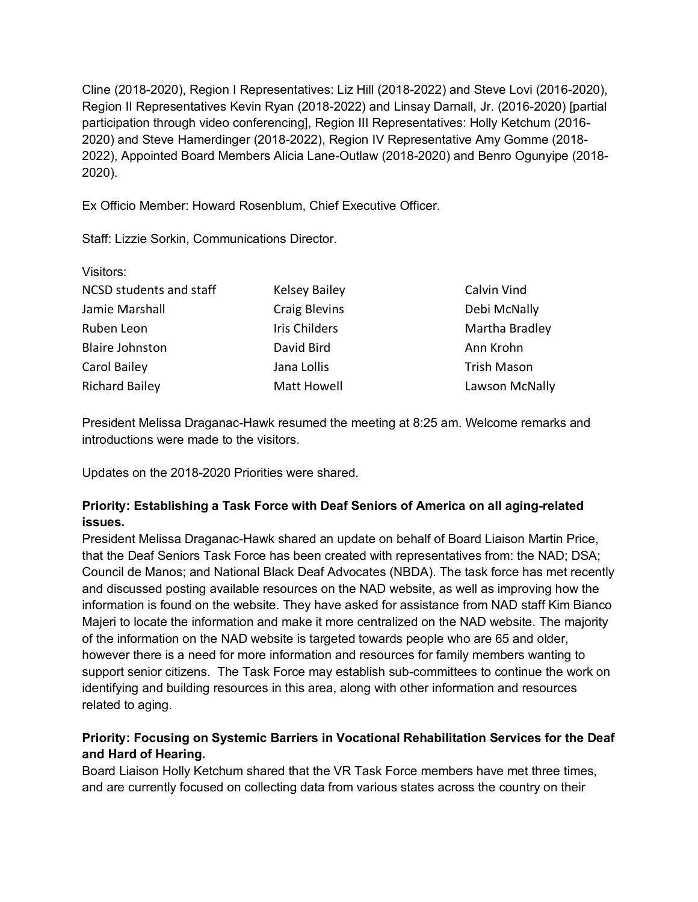Cline (2018-2020), Region I Representatives: Liz Hill (2018-2022) and Steve Lovi (2016-2020), Region II Representatives Kevin Ryan (2018-2022) and Linsay Darnall, Jr. (2016-2020) [partial participation through video conferencing], Region III Representatives: Holly Ketchum (2016-2020) and Steve Hamerdinger (2018-2022), Region IV Representative Amy Gomme (2018-2022), Appointed Board Members Alicia Lane-Outlaw (2018-2020) and Benro Ogunyipe (2018-2020).

Ex Officio Member: Howard Rosenblum, Chief Executive Officer.

Staff: Lizzie Sorkin, Communications Director.

Visitors:

| | | |
|---|---|---|
| NCSD students and staff | Kelsey Bailey | Calvin Vind |
| Jamie Marshall | Craig Blevins | Debi McNally |
| Ruben Leon | Iris Childers | Martha Bradley |
| Blaire Johnston | David Bird | Ann Krohn |
| Carol Bailey | Jana Lollis | Trish Mason |
| Richard Bailey | Matt Howell | Lawson McNally |

President Melissa Draganac-Hawk resumed the meeting at 8:25 am. Welcome remarks and introductions were made to the visitors.

Updates on the 2018-2020 Priorities were shared.

**Priority: Establishing a Task Force with Deaf Seniors of America on all aging-related issues.**

President Melissa Draganac-Hawk shared an update on behalf of Board Liaison Martin Price, that the Deaf Seniors Task Force has been created with representatives from: the NAD; DSA; Council de Manos; and National Black Deaf Advocates (NBDA). The task force has met recently and discussed posting available resources on the NAD website, as well as improving how the information is found on the website. They have asked for assistance from NAD staff Kim Bianco Majeri to locate the information and make it more centralized on the NAD website. The majority of the information on the NAD website is targeted towards people who are 65 and older, however there is a need for more information and resources for family members wanting to support senior citizens. The Task Force may establish sub-committees to continue the work on identifying and building resources in this area, along with other information and resources related to aging.

**Priority: Focusing on Systemic Barriers in Vocational Rehabilitation Services for the Deaf and Hard of Hearing.**

Board Liaison Holly Ketchum shared that the VR Task Force members have met three times, and are currently focused on collecting data from various states across the country on their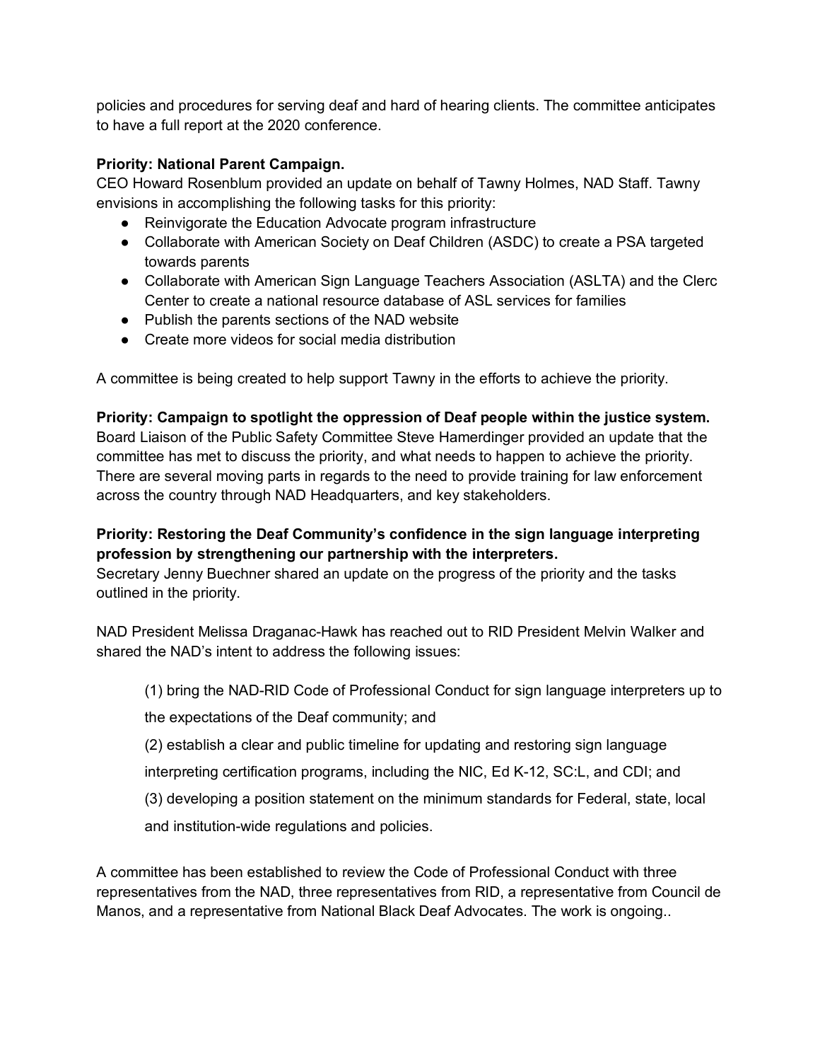policies and procedures for serving deaf and hard of hearing clients. The committee anticipates to have a full report at the 2020 conference.

**Priority: National Parent Campaign.**
CEO Howard Rosenblum provided an update on behalf of Tawny Holmes, NAD Staff. Tawny envisions in accomplishing the following tasks for this priority:

- Reinvigorate the Education Advocate program infrastructure
- Collaborate with American Society on Deaf Children (ASDC) to create a PSA targeted towards parents
- Collaborate with American Sign Language Teachers Association (ASLTA) and the Clerc Center to create a national resource database of ASL services for families
- Publish the parents sections of the NAD website
- Create more videos for social media distribution

A committee is being created to help support Tawny in the efforts to achieve the priority.

**Priority: Campaign to spotlight the oppression of Deaf people within the justice system.**
Board Liaison of the Public Safety Committee Steve Hamerdinger provided an update that the committee has met to discuss the priority, and what needs to happen to achieve the priority. There are several moving parts in regards to the need to provide training for law enforcement across the country through NAD Headquarters, and key stakeholders.

**Priority: Restoring the Deaf Community's confidence in the sign language interpreting profession by strengthening our partnership with the interpreters.**
Secretary Jenny Buechner shared an update on the progress of the priority and the tasks outlined in the priority.

NAD President Melissa Draganac-Hawk has reached out to RID President Melvin Walker and shared the NAD's intent to address the following issues:

> (1) bring the NAD-RID Code of Professional Conduct for sign language interpreters up to the expectations of the Deaf community; and
>
> (2) establish a clear and public timeline for updating and restoring sign language interpreting certification programs, including the NIC, Ed K-12, SC:L, and CDI; and
>
> (3) developing a position statement on the minimum standards for Federal, state, local and institution-wide regulations and policies.

A committee has been established to review the Code of Professional Conduct with three representatives from the NAD, three representatives from RID, a representative from Council de Manos, and a representative from National Black Deaf Advocates. The work is ongoing..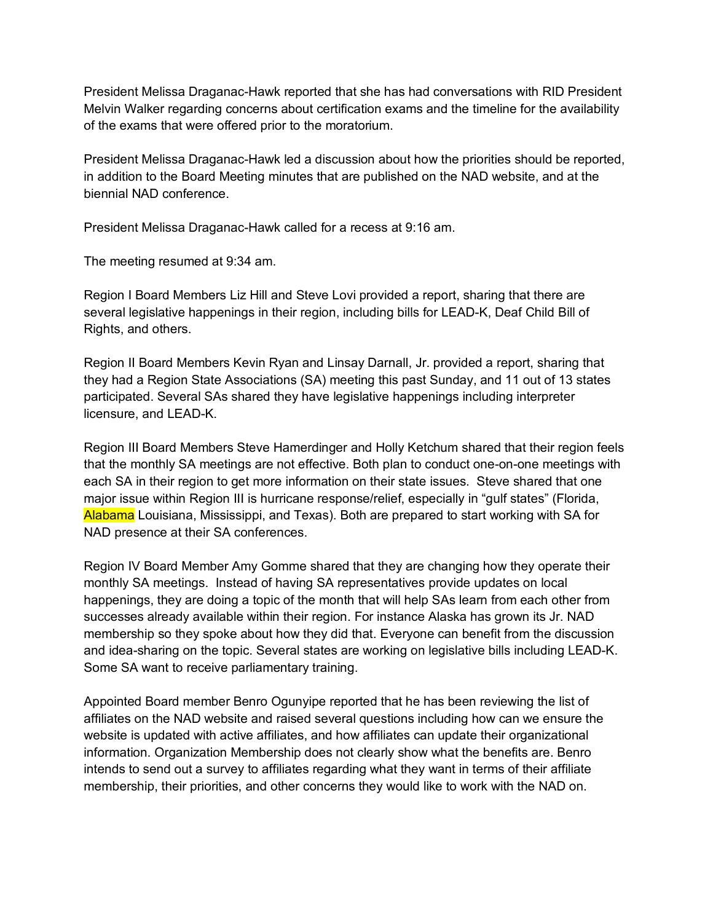President Melissa Draganac-Hawk reported that she has had conversations with RID President Melvin Walker regarding concerns about certification exams and the timeline for the availability of the exams that were offered prior to the moratorium.

President Melissa Draganac-Hawk led a discussion about how the priorities should be reported, in addition to the Board Meeting minutes that are published on the NAD website, and at the biennial NAD conference.

President Melissa Draganac-Hawk called for a recess at 9:16 am.

The meeting resumed at 9:34 am.

Region I Board Members Liz Hill and Steve Lovi provided a report, sharing that there are several legislative happenings in their region, including bills for LEAD-K, Deaf Child Bill of Rights, and others.

Region II Board Members Kevin Ryan and Linsay Darnall, Jr. provided a report, sharing that they had a Region State Associations (SA) meeting this past Sunday, and 11 out of 13 states participated. Several SAs shared they have legislative happenings including interpreter licensure, and LEAD-K.

Region III Board Members Steve Hamerdinger and Holly Ketchum shared that their region feels that the monthly SA meetings are not effective. Both plan to conduct one-on-one meetings with each SA in their region to get more information on their state issues. Steve shared that one major issue within Region III is hurricane response/relief, especially in "gulf states" (Florida, Alabama Louisiana, Mississippi, and Texas). Both are prepared to start working with SA for NAD presence at their SA conferences.

Region IV Board Member Amy Gomme shared that they are changing how they operate their monthly SA meetings. Instead of having SA representatives provide updates on local happenings, they are doing a topic of the month that will help SAs learn from each other from successes already available within their region. For instance Alaska has grown its Jr. NAD membership so they spoke about how they did that. Everyone can benefit from the discussion and idea-sharing on the topic. Several states are working on legislative bills including LEAD-K. Some SA want to receive parliamentary training.

Appointed Board member Benro Ogunyipe reported that he has been reviewing the list of affiliates on the NAD website and raised several questions including how can we ensure the website is updated with active affiliates, and how affiliates can update their organizational information. Organization Membership does not clearly show what the benefits are. Benro intends to send out a survey to affiliates regarding what they want in terms of their affiliate membership, their priorities, and other concerns they would like to work with the NAD on.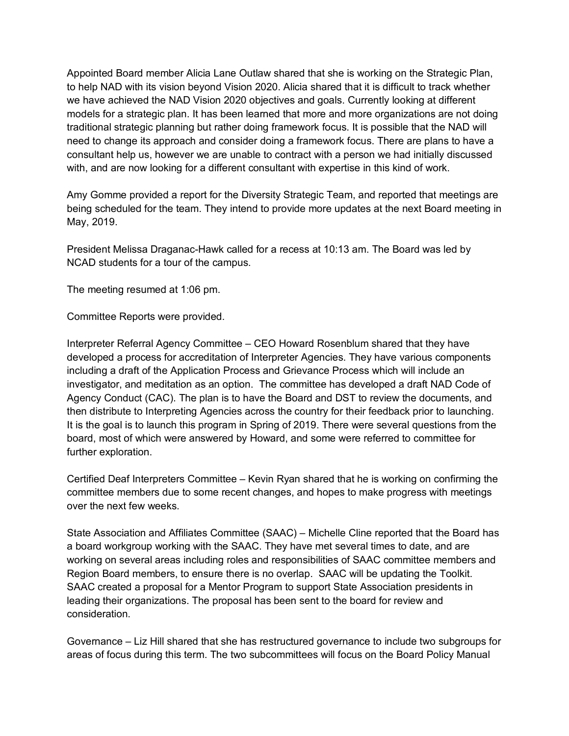Appointed Board member Alicia Lane Outlaw shared that she is working on the Strategic Plan, to help NAD with its vision beyond Vision 2020. Alicia shared that it is difficult to track whether we have achieved the NAD Vision 2020 objectives and goals. Currently looking at different models for a strategic plan. It has been learned that more and more organizations are not doing traditional strategic planning but rather doing framework focus. It is possible that the NAD will need to change its approach and consider doing a framework focus. There are plans to have a consultant help us, however we are unable to contract with a person we had initially discussed with, and are now looking for a different consultant with expertise in this kind of work.

Amy Gomme provided a report for the Diversity Strategic Team, and reported that meetings are being scheduled for the team. They intend to provide more updates at the next Board meeting in May, 2019.

President Melissa Draganac-Hawk called for a recess at 10:13 am. The Board was led by NCAD students for a tour of the campus.

The meeting resumed at 1:06 pm.

Committee Reports were provided.

Interpreter Referral Agency Committee – CEO Howard Rosenblum shared that they have developed a process for accreditation of Interpreter Agencies. They have various components including a draft of the Application Process and Grievance Process which will include an investigator, and meditation as an option. The committee has developed a draft NAD Code of Agency Conduct (CAC). The plan is to have the Board and DST to review the documents, and then distribute to Interpreting Agencies across the country for their feedback prior to launching. It is the goal is to launch this program in Spring of 2019. There were several questions from the board, most of which were answered by Howard, and some were referred to committee for further exploration.

Certified Deaf Interpreters Committee – Kevin Ryan shared that he is working on confirming the committee members due to some recent changes, and hopes to make progress with meetings over the next few weeks.

State Association and Affiliates Committee (SAAC) – Michelle Cline reported that the Board has a board workgroup working with the SAAC. They have met several times to date, and are working on several areas including roles and responsibilities of SAAC committee members and Region Board members, to ensure there is no overlap. SAAC will be updating the Toolkit. SAAC created a proposal for a Mentor Program to support State Association presidents in leading their organizations. The proposal has been sent to the board for review and consideration.

Governance – Liz Hill shared that she has restructured governance to include two subgroups for areas of focus during this term. The two subcommittees will focus on the Board Policy Manual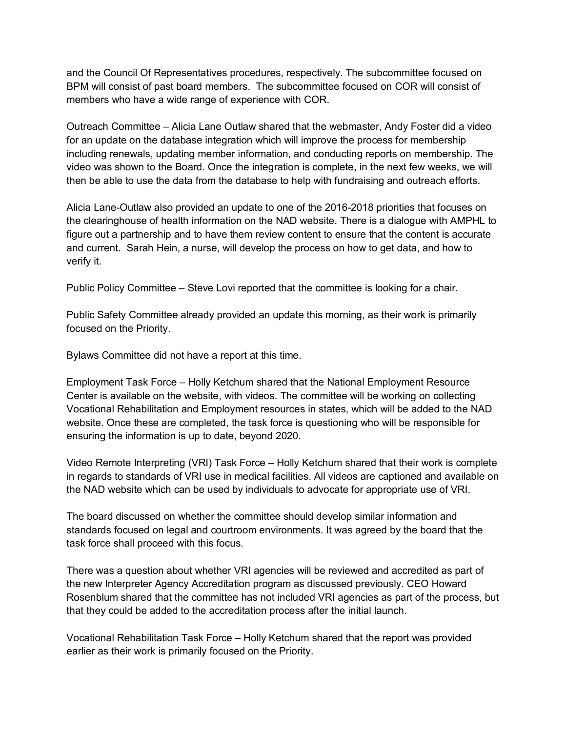and the Council Of Representatives procedures, respectively. The subcommittee focused on BPM will consist of past board members. The subcommittee focused on COR will consist of members who have a wide range of experience with COR.

Outreach Committee – Alicia Lane Outlaw shared that the webmaster, Andy Foster did a video for an update on the database integration which will improve the process for membership including renewals, updating member information, and conducting reports on membership. The video was shown to the Board. Once the integration is complete, in the next few weeks, we will then be able to use the data from the database to help with fundraising and outreach efforts.

Alicia Lane-Outlaw also provided an update to one of the 2016-2018 priorities that focuses on the clearinghouse of health information on the NAD website. There is a dialogue with AMPHL to figure out a partnership and to have them review content to ensure that the content is accurate and current. Sarah Hein, a nurse, will develop the process on how to get data, and how to verify it.

Public Policy Committee – Steve Lovi reported that the committee is looking for a chair.

Public Safety Committee already provided an update this morning, as their work is primarily focused on the Priority.

Bylaws Committee did not have a report at this time.

Employment Task Force – Holly Ketchum shared that the National Employment Resource Center is available on the website, with videos. The committee will be working on collecting Vocational Rehabilitation and Employment resources in states, which will be added to the NAD website. Once these are completed, the task force is questioning who will be responsible for ensuring the information is up to date, beyond 2020.

Video Remote Interpreting (VRI) Task Force – Holly Ketchum shared that their work is complete in regards to standards of VRI use in medical facilities. All videos are captioned and available on the NAD website which can be used by individuals to advocate for appropriate use of VRI.

The board discussed on whether the committee should develop similar information and standards focused on legal and courtroom environments. It was agreed by the board that the task force shall proceed with this focus.

There was a question about whether VRI agencies will be reviewed and accredited as part of the new Interpreter Agency Accreditation program as discussed previously. CEO Howard Rosenblum shared that the committee has not included VRI agencies as part of the process, but that they could be added to the accreditation process after the initial launch.

Vocational Rehabilitation Task Force – Holly Ketchum shared that the report was provided earlier as their work is primarily focused on the Priority.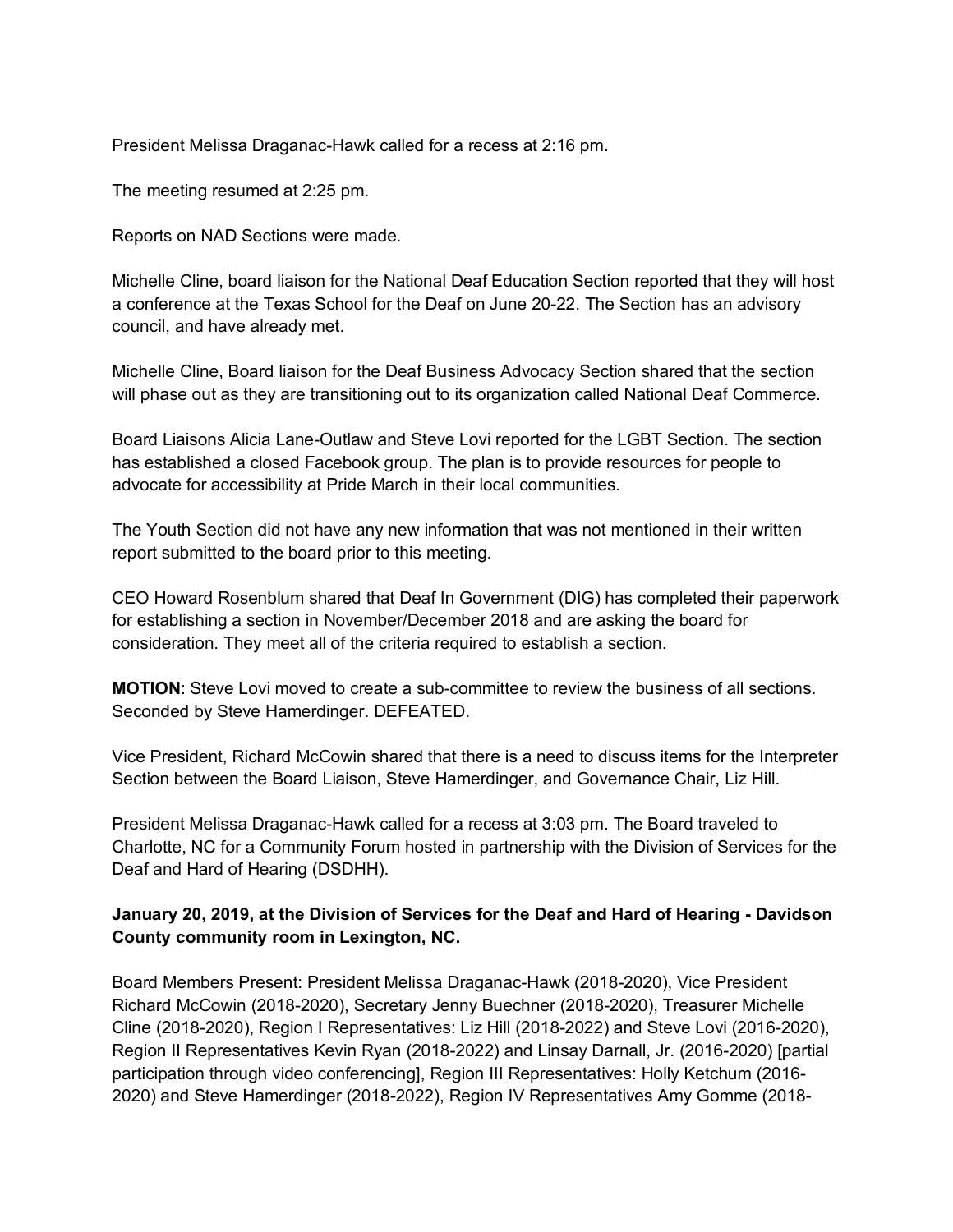President Melissa Draganac-Hawk called for a recess at 2:16 pm.

The meeting resumed at 2:25 pm.

Reports on NAD Sections were made.

Michelle Cline, board liaison for the National Deaf Education Section reported that they will host a conference at the Texas School for the Deaf on June 20-22. The Section has an advisory council, and have already met.

Michelle Cline, Board liaison for the Deaf Business Advocacy Section shared that the section will phase out as they are transitioning out to its organization called National Deaf Commerce.

Board Liaisons Alicia Lane-Outlaw and Steve Lovi reported for the LGBT Section. The section has established a closed Facebook group. The plan is to provide resources for people to advocate for accessibility at Pride March in their local communities.

The Youth Section did not have any new information that was not mentioned in their written report submitted to the board prior to this meeting.

CEO Howard Rosenblum shared that Deaf In Government (DIG) has completed their paperwork for establishing a section in November/December 2018 and are asking the board for consideration. They meet all of the criteria required to establish a section.

**MOTION**: Steve Lovi moved to create a sub-committee to review the business of all sections. Seconded by Steve Hamerdinger. DEFEATED.

Vice President, Richard McCowin shared that there is a need to discuss items for the Interpreter Section between the Board Liaison, Steve Hamerdinger, and Governance Chair, Liz Hill.

President Melissa Draganac-Hawk called for a recess at 3:03 pm. The Board traveled to Charlotte, NC for a Community Forum hosted in partnership with the Division of Services for the Deaf and Hard of Hearing (DSDHH).

**January 20, 2019, at the Division of Services for the Deaf and Hard of Hearing - Davidson County community room in Lexington, NC.**

Board Members Present: President Melissa Draganac-Hawk (2018-2020), Vice President Richard McCowin (2018-2020), Secretary Jenny Buechner (2018-2020), Treasurer Michelle Cline (2018-2020), Region I Representatives: Liz Hill (2018-2022) and Steve Lovi (2016-2020), Region II Representatives Kevin Ryan (2018-2022) and Linsay Darnall, Jr. (2016-2020) [partial participation through video conferencing], Region III Representatives: Holly Ketchum (2016-2020) and Steve Hamerdinger (2018-2022), Region IV Representatives Amy Gomme (2018-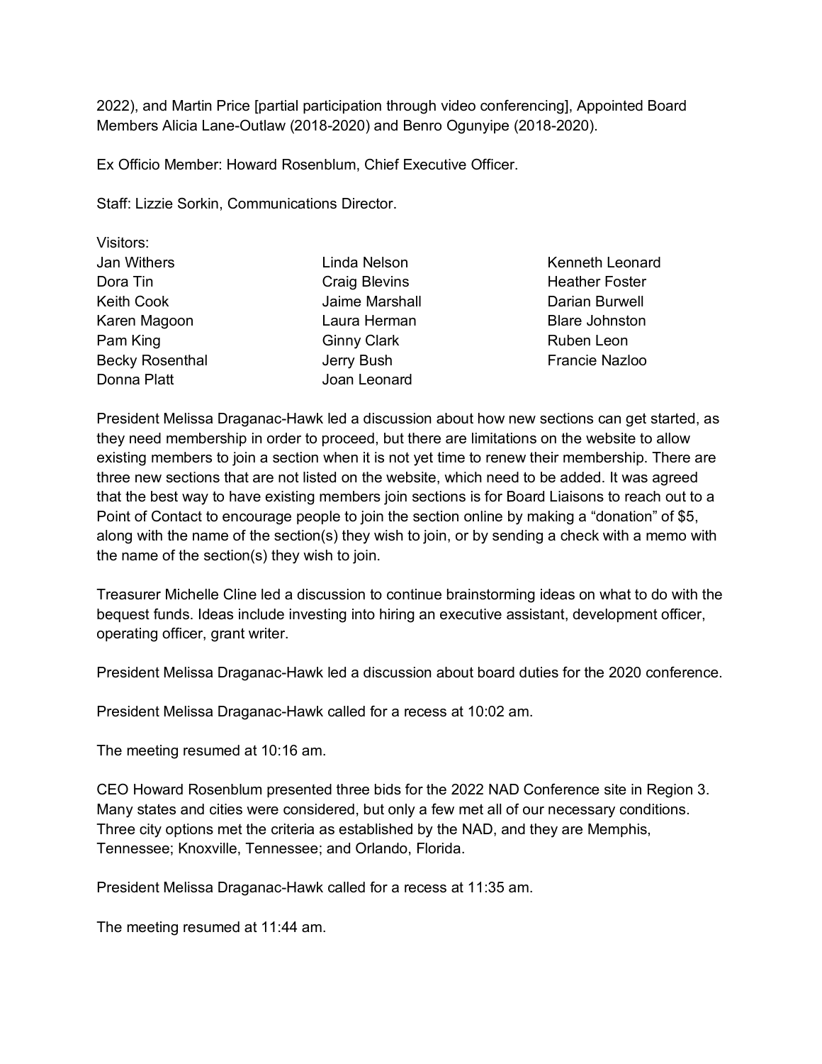2022), and Martin Price [partial participation through video conferencing], Appointed Board Members Alicia Lane-Outlaw (2018-2020) and Benro Ogunyipe (2018-2020).

Ex Officio Member: Howard Rosenblum, Chief Executive Officer.

Staff: Lizzie Sorkin, Communications Director.

Visitors:

| | | |
|---|---|---|
| Jan Withers | Linda Nelson | Kenneth Leonard |
| Dora Tin | Craig Blevins | Heather Foster |
| Keith Cook | Jaime Marshall | Darian Burwell |
| Karen Magoon | Laura Herman | Blare Johnston |
| Pam King | Ginny Clark | Ruben Leon |
| Becky Rosenthal | Jerry Bush | Francie Nazloo |
| Donna Platt | Joan Leonard | |

President Melissa Draganac-Hawk led a discussion about how new sections can get started, as they need membership in order to proceed, but there are limitations on the website to allow existing members to join a section when it is not yet time to renew their membership. There are three new sections that are not listed on the website, which need to be added. It was agreed that the best way to have existing members join sections is for Board Liaisons to reach out to a Point of Contact to encourage people to join the section online by making a "donation" of $5, along with the name of the section(s) they wish to join, or by sending a check with a memo with the name of the section(s) they wish to join.

Treasurer Michelle Cline led a discussion to continue brainstorming ideas on what to do with the bequest funds. Ideas include investing into hiring an executive assistant, development officer, operating officer, grant writer.

President Melissa Draganac-Hawk led a discussion about board duties for the 2020 conference.

President Melissa Draganac-Hawk called for a recess at 10:02 am.

The meeting resumed at 10:16 am.

CEO Howard Rosenblum presented three bids for the 2022 NAD Conference site in Region 3. Many states and cities were considered, but only a few met all of our necessary conditions. Three city options met the criteria as established by the NAD, and they are Memphis, Tennessee; Knoxville, Tennessee; and Orlando, Florida.

President Melissa Draganac-Hawk called for a recess at 11:35 am.

The meeting resumed at 11:44 am.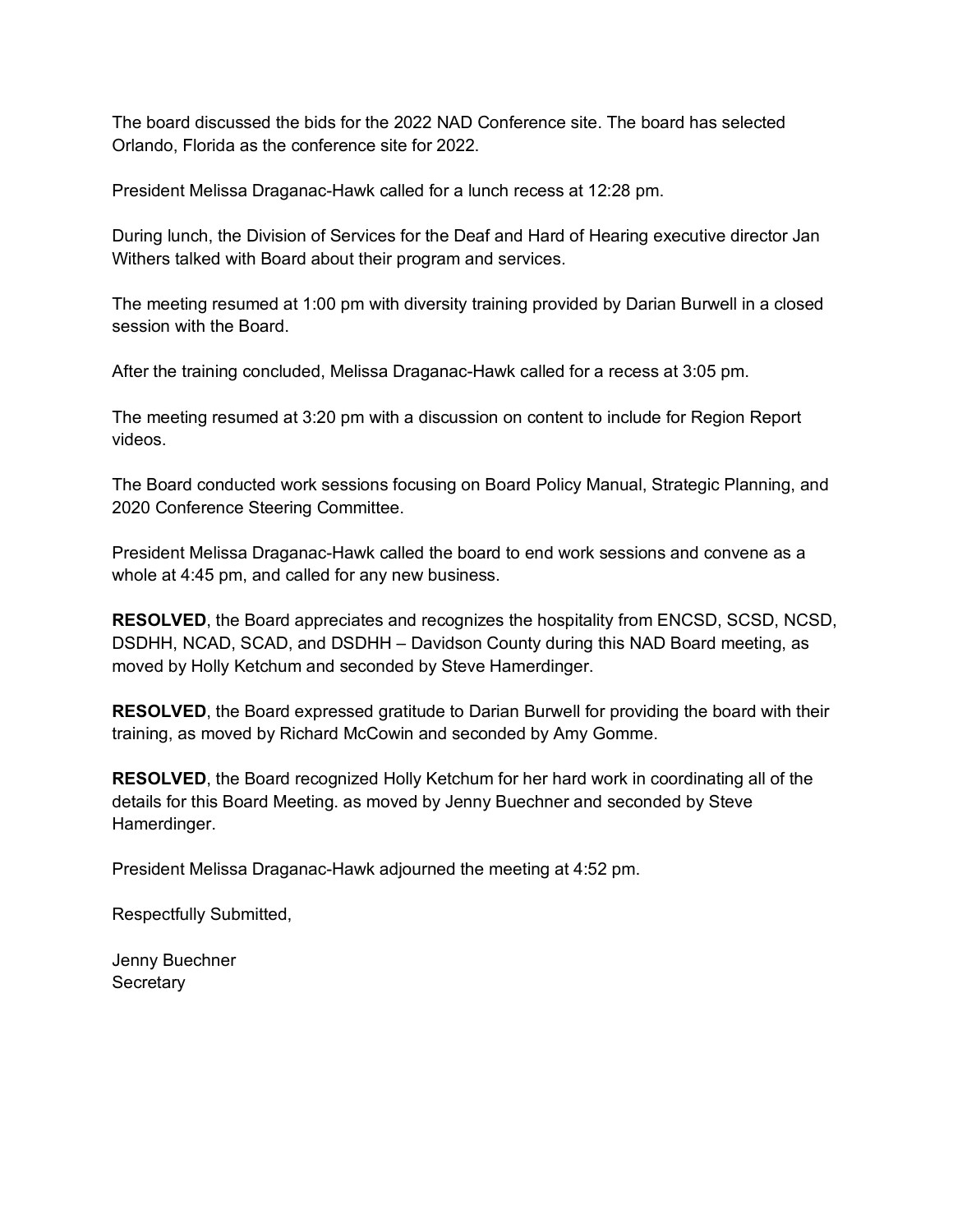The board discussed the bids for the 2022 NAD Conference site. The board has selected Orlando, Florida as the conference site for 2022.

President Melissa Draganac-Hawk called for a lunch recess at 12:28 pm.

During lunch, the Division of Services for the Deaf and Hard of Hearing executive director Jan Withers talked with Board about their program and services.

The meeting resumed at 1:00 pm with diversity training provided by Darian Burwell in a closed session with the Board.

After the training concluded, Melissa Draganac-Hawk called for a recess at 3:05 pm.

The meeting resumed at 3:20 pm with a discussion on content to include for Region Report videos.

The Board conducted work sessions focusing on Board Policy Manual, Strategic Planning, and 2020 Conference Steering Committee.

President Melissa Draganac-Hawk called the board to end work sessions and convene as a whole at 4:45 pm, and called for any new business.

**RESOLVED**, the Board appreciates and recognizes the hospitality from ENCSD, SCSD, NCSD, DSDHH, NCAD, SCAD, and DSDHH – Davidson County during this NAD Board meeting, as moved by Holly Ketchum and seconded by Steve Hamerdinger.

**RESOLVED**, the Board expressed gratitude to Darian Burwell for providing the board with their training, as moved by Richard McCowin and seconded by Amy Gomme.

**RESOLVED**, the Board recognized Holly Ketchum for her hard work in coordinating all of the details for this Board Meeting. as moved by Jenny Buechner and seconded by Steve Hamerdinger.

President Melissa Draganac-Hawk adjourned the meeting at 4:52 pm.

Respectfully Submitted,

Jenny Buechner
Secretary